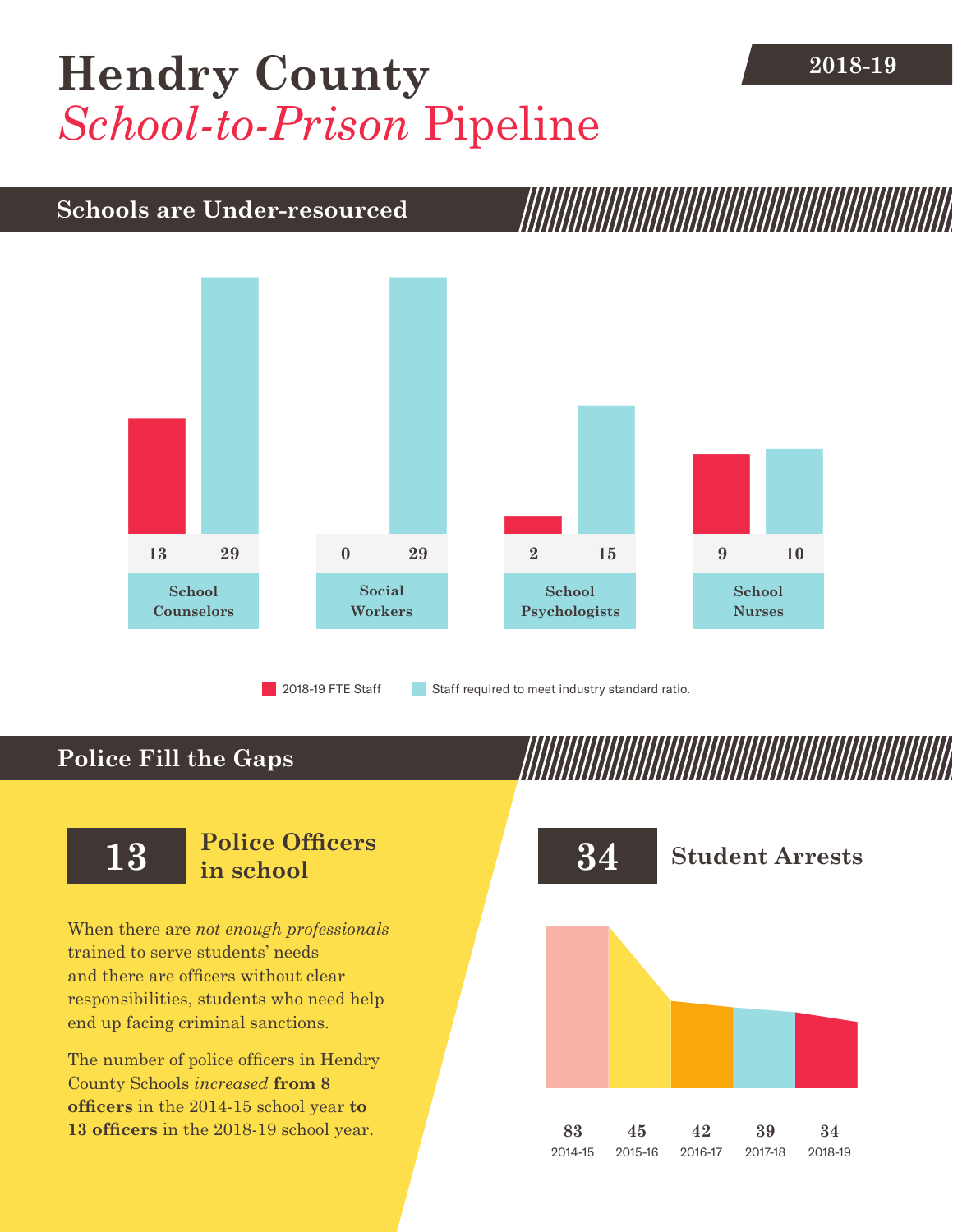# Hendry County
# *School-to-Prison* Pipeline

2018-19

## Schools are Under-resourced

13
29
School Counselors

0
29
Social Workers

2
15
School Psychologists

9
10
School Nurses

2018-19 FTE Staff
Staff required to meet industry standard ratio.

## Police Fill the Gaps

**13** **Police Officers in school**

When there are *not enough professionals* trained to serve students' needs and there are officers without clear responsibilities, students who need help end up facing criminal sanctions.

The number of police officers in Hendry County Schools *increased* **from 8 officers** in the 2014-15 school year **to 13 officers** in the 2018-19 school year.

**34** **Student Arrests**

83
2014-15

45
2015-16

42
2016-17

39
2017-18

34
2018-19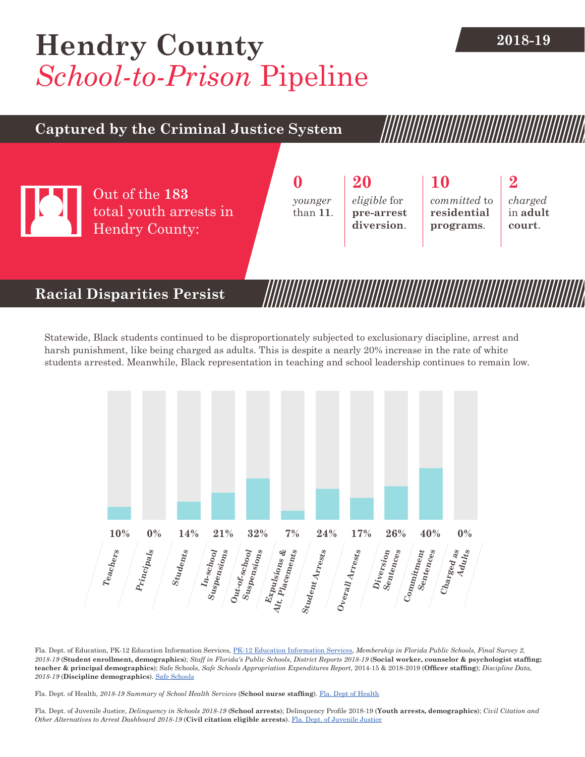# Hendry County
# *School-to-Prison* Pipeline

2018-19

## Captured by the Criminal Justice System

Out of the **183** total youth arrests in Hendry County:

**0** *younger* than **11**.

**20** *eligible* for **pre-arrest diversion**.

**10** *committed* to **residential programs**.

**2** *charged* in **adult court**.

## Racial Disparities Persist

Statewide, Black students continued to be disproportionately subjected to exclusionary discipline, arrest and harsh punishment, like being charged as adults. This is despite a nearly 20% increase in the rate of white students arrested. Meanwhile, Black representation in teaching and school leadership continues to remain low.

10% Teachers
0% Principals
14% Students
21% In-school Suspensions
32% Out-of-school Suspensions
7% Expulsions & Alt. Placements
24% Student Arrests
17% Overall Arrests
26% Diversion Sentences
40% Commitment Sentences
0% Charged as Adults

Fla. Dept. of Education, PK-12 Education Information Services, PK-12 Education Information Services, *Membership in Florida Public Schools, Final Survey 2, 2018-19* (**Student enrollment, demographics**); *Staff in Florida's Public Schools, District Reports 2018-19* (**Social worker, counselor & psychologist staffing; teacher & principal demographics**); Safe Schools, *Safe Schools Appropriation Expenditures Report*, 2014-15 & 2018-2019 (**Officer staffing**); *Discipline Data, 2018-19* (**Discipline demographics**). Safe Schools

Fla. Dept. of Health, *2018-19 Summary of School Health Services* (**School nurse staffing**). Fla. Dept of Health

Fla. Dept. of Juvenile Justice, *Delinquency in Schools 2018-19* (**School arrests**); Delinquency Profile 2018-19 (**Youth arrests, demographics**); *Civil Citation and Other Alternatives to Arrest Dashboard 2018-19* (**Civil citation eligible arrests**). Fla. Dept. of Juvenile Justice